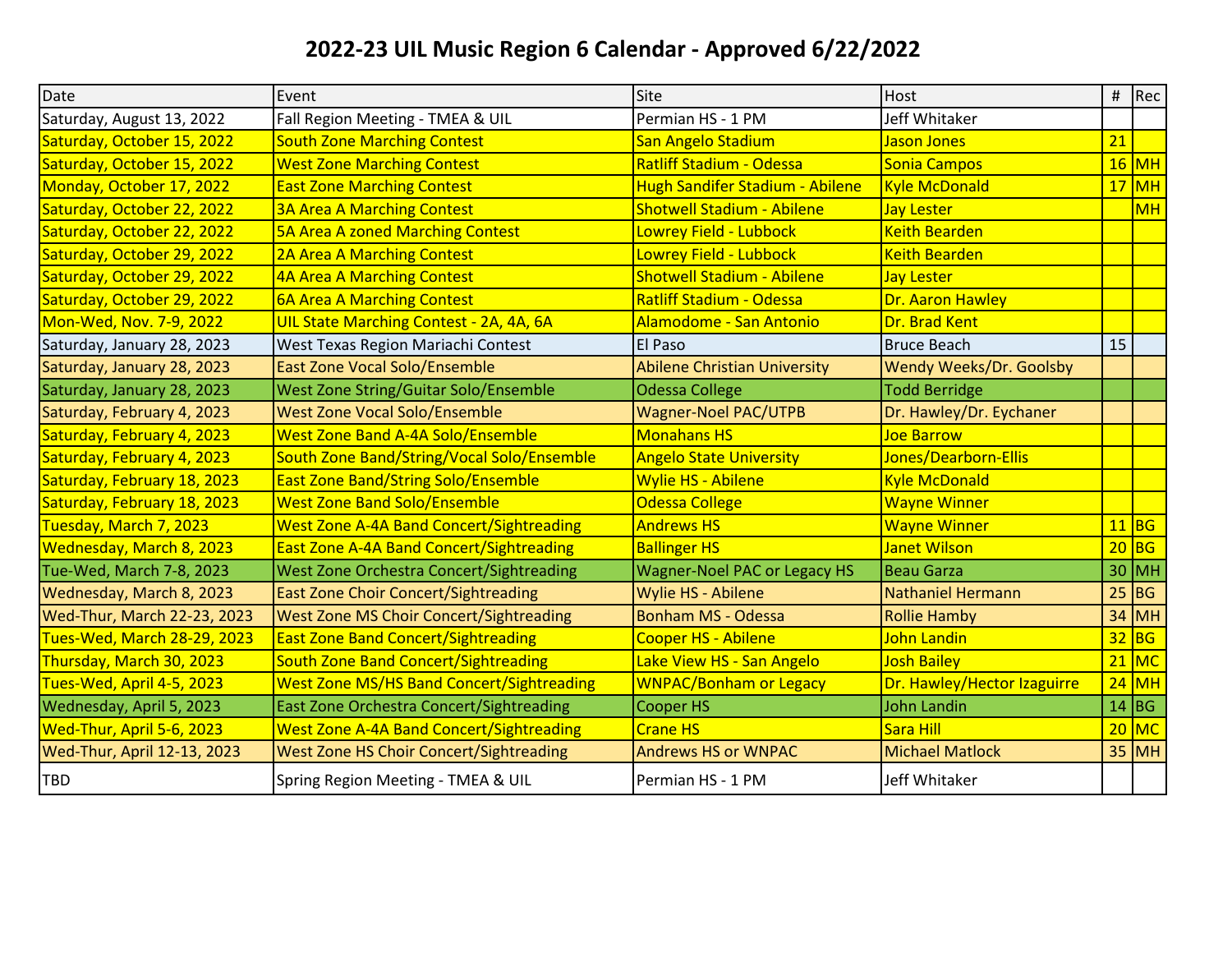# 2022-23 UIL Music Region 6 Calendar - Approved 6/22/2022

| Date | Event | Site | Host | # | Rec |
|---|---|---|---|---|---|
| Saturday, August 13, 2022 | Fall Region Meeting - TMEA & UIL | Permian HS - 1 PM | Jeff Whitaker | | |
| Saturday, October 15, 2022 | South Zone Marching Contest | San Angelo Stadium | Jason Jones | 21 | |
| Saturday, October 15, 2022 | West Zone Marching Contest | Ratliff Stadium - Odessa | Sonia Campos | 16 | MH |
| Monday, October 17, 2022 | East Zone Marching Contest | Hugh Sandifer Stadium - Abilene | Kyle McDonald | 17 | MH |
| Saturday, October 22, 2022 | 3A Area A Marching Contest | Shotwell Stadium - Abilene | Jay Lester | | MH |
| Saturday, October 22, 2022 | 5A Area A zoned Marching Contest | Lowrey Field - Lubbock | Keith Bearden | | |
| Saturday, October 29, 2022 | 2A Area A Marching Contest | Lowrey Field - Lubbock | Keith Bearden | | |
| Saturday, October 29, 2022 | 4A Area A Marching Contest | Shotwell Stadium - Abilene | Jay Lester | | |
| Saturday, October 29, 2022 | 6A Area A Marching Contest | Ratliff Stadium - Odessa | Dr. Aaron Hawley | | |
| Mon-Wed, Nov. 7-9, 2022 | UIL State Marching Contest - 2A, 4A, 6A | Alamodome - San Antonio | Dr. Brad Kent | | |
| Saturday, January 28, 2023 | West Texas Region Mariachi Contest | El Paso | Bruce Beach | 15 | |
| Saturday, January 28, 2023 | East Zone Vocal Solo/Ensemble | Abilene Christian University | Wendy Weeks/Dr. Goolsby | | |
| Saturday, January 28, 2023 | West Zone String/Guitar Solo/Ensemble | Odessa College | Todd Berridge | | |
| Saturday, February 4, 2023 | West Zone Vocal Solo/Ensemble | Wagner-Noel PAC/UTPB | Dr. Hawley/Dr. Eychaner | | |
| Saturday, February 4, 2023 | West Zone Band A-4A Solo/Ensemble | Monahans HS | Joe Barrow | | |
| Saturday, February 4, 2023 | South Zone Band/String/Vocal Solo/Ensemble | Angelo State University | Jones/Dearborn-Ellis | | |
| Saturday, February 18, 2023 | East Zone Band/String Solo/Ensemble | Wylie HS - Abilene | Kyle McDonald | | |
| Saturday, February 18, 2023 | West Zone Band Solo/Ensemble | Odessa College | Wayne Winner | | |
| Tuesday, March 7, 2023 | West Zone A-4A Band Concert/Sightreading | Andrews HS | Wayne Winner | 11 | BG |
| Wednesday, March 8, 2023 | East Zone A-4A Band Concert/Sightreading | Ballinger HS | Janet Wilson | 20 | BG |
| Tue-Wed, March 7-8, 2023 | West Zone Orchestra Concert/Sightreading | Wagner-Noel PAC or Legacy HS | Beau Garza | 30 | MH |
| Wednesday, March 8, 2023 | East Zone Choir Concert/Sightreading | Wylie HS - Abilene | Nathaniel Hermann | 25 | BG |
| Wed-Thur, March 22-23, 2023 | West Zone MS Choir Concert/Sightreading | Bonham MS - Odessa | Rollie Hamby | 34 | MH |
| Tues-Wed, March 28-29, 2023 | East Zone Band Concert/Sightreading | Cooper HS - Abilene | John Landin | 32 | BG |
| Thursday, March 30, 2023 | South Zone Band Concert/Sightreading | Lake View HS - San Angelo | Josh Bailey | 21 | MC |
| Tues-Wed, April 4-5, 2023 | West Zone MS/HS Band Concert/Sightreading | WNPAC/Bonham or Legacy | Dr. Hawley/Hector Izaguirre | 24 | MH |
| Wednesday, April 5, 2023 | East Zone Orchestra Concert/Sightreading | Cooper HS | John Landin | 14 | BG |
| Wed-Thur, April 5-6, 2023 | West Zone A-4A Band Concert/Sightreading | Crane HS | Sara Hill | 20 | MC |
| Wed-Thur, April 12-13, 2023 | West Zone HS Choir Concert/Sightreading | Andrews HS or WNPAC | Michael Matlock | 35 | MH |
| TBD | Spring Region Meeting - TMEA & UIL | Permian HS - 1 PM | Jeff Whitaker | | |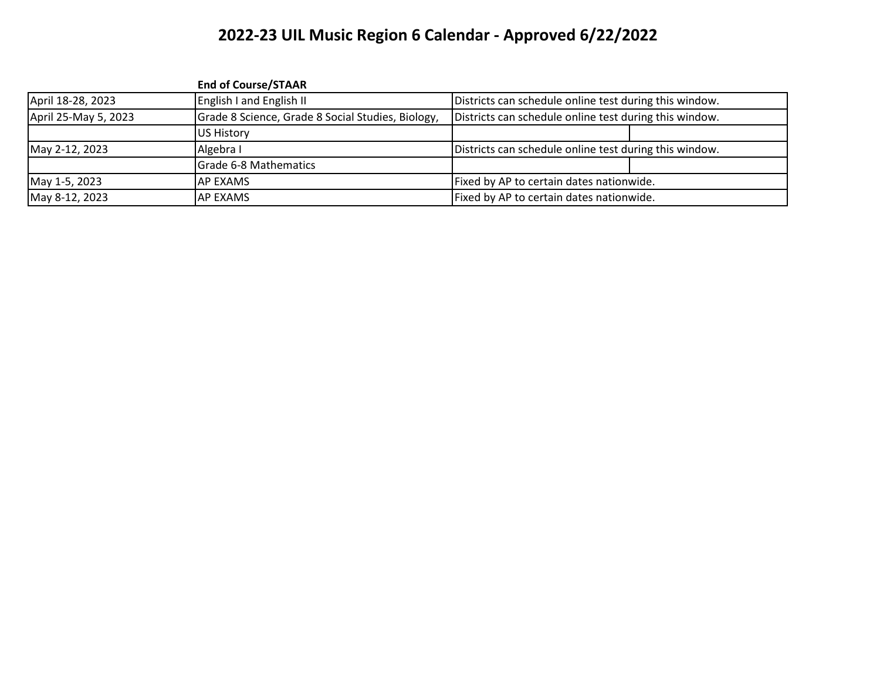# 2022-23 UIL Music Region 6 Calendar - Approved 6/22/2022

| | | | |
|---|---|---|---|
| | **End of Course/STAAR** | | |
| April 18-28, 2023 | English I and English II | Districts can schedule online test during this window. | |
| April 25-May 5, 2023 | Grade 8 Science, Grade 8 Social Studies, Biology, | Districts can schedule online test during this window. | |
| | US History | | |
| May 2-12, 2023 | Algebra I | Districts can schedule online test during this window. | |
| | Grade 6-8 Mathematics | | |
| May 1-5, 2023 | AP EXAMS | Fixed by AP to certain dates nationwide. | |
| May 8-12, 2023 | AP EXAMS | Fixed by AP to certain dates nationwide. | |